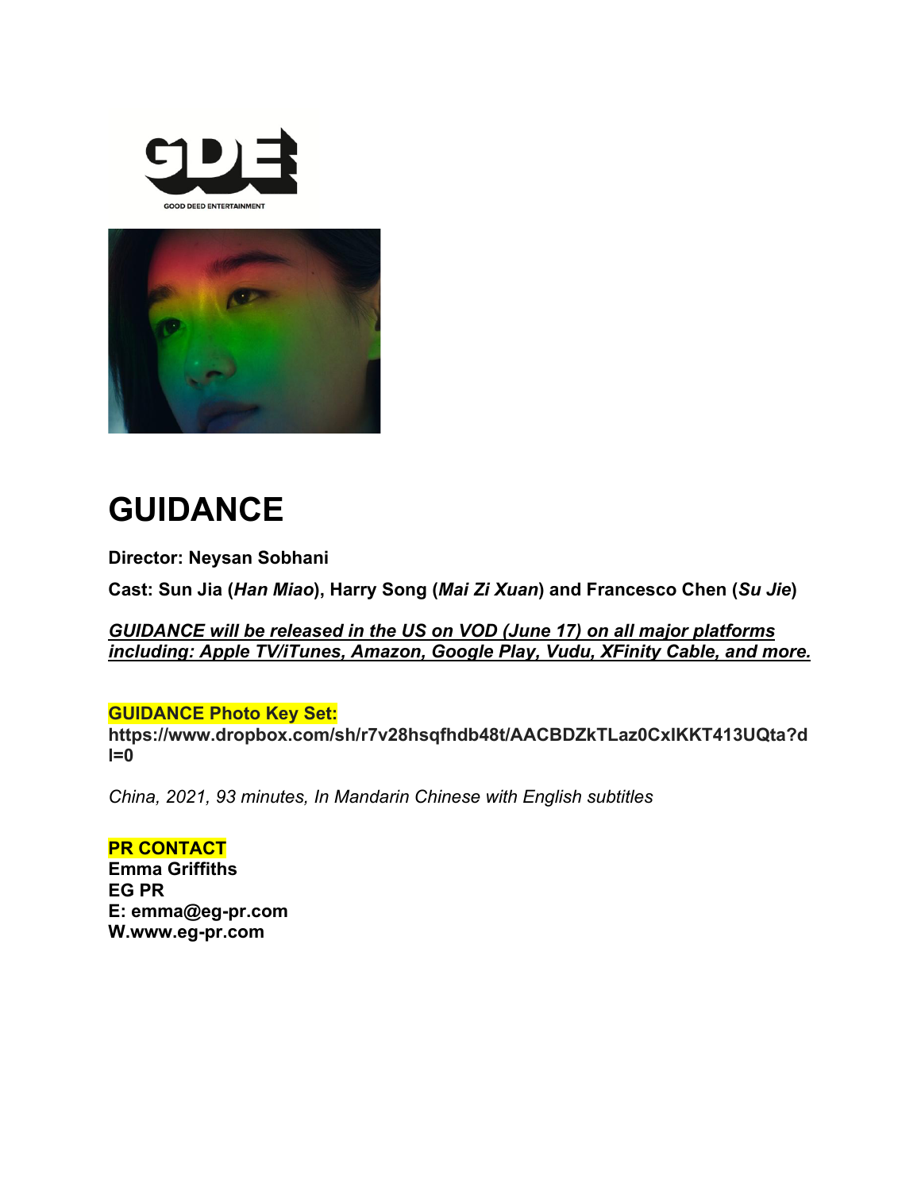# GUIDANCE

**Director: Neysan Sobhani**

**Cast: Sun Jia (*Han Miao*), Harry Song (*Mai Zi Xuan*) and Francesco Chen (*Su Jie*)**

***GUIDANCE will be released in the US on VOD (June 17) on all major platforms including: Apple TV/iTunes, Amazon, Google Play, Vudu, XFinity Cable, and more.***

**GUIDANCE Photo Key Set:**
**https://www.dropbox.com/sh/r7v28hsqfhdb48t/AACBDZkTLaz0CxIKKT413UQta?dl=0**

*China, 2021, 93 minutes, In Mandarin Chinese with English subtitles*

**PR CONTACT**
**Emma Griffiths**
**EG PR**
**E: emma@eg-pr.com**
**W.www.eg-pr.com**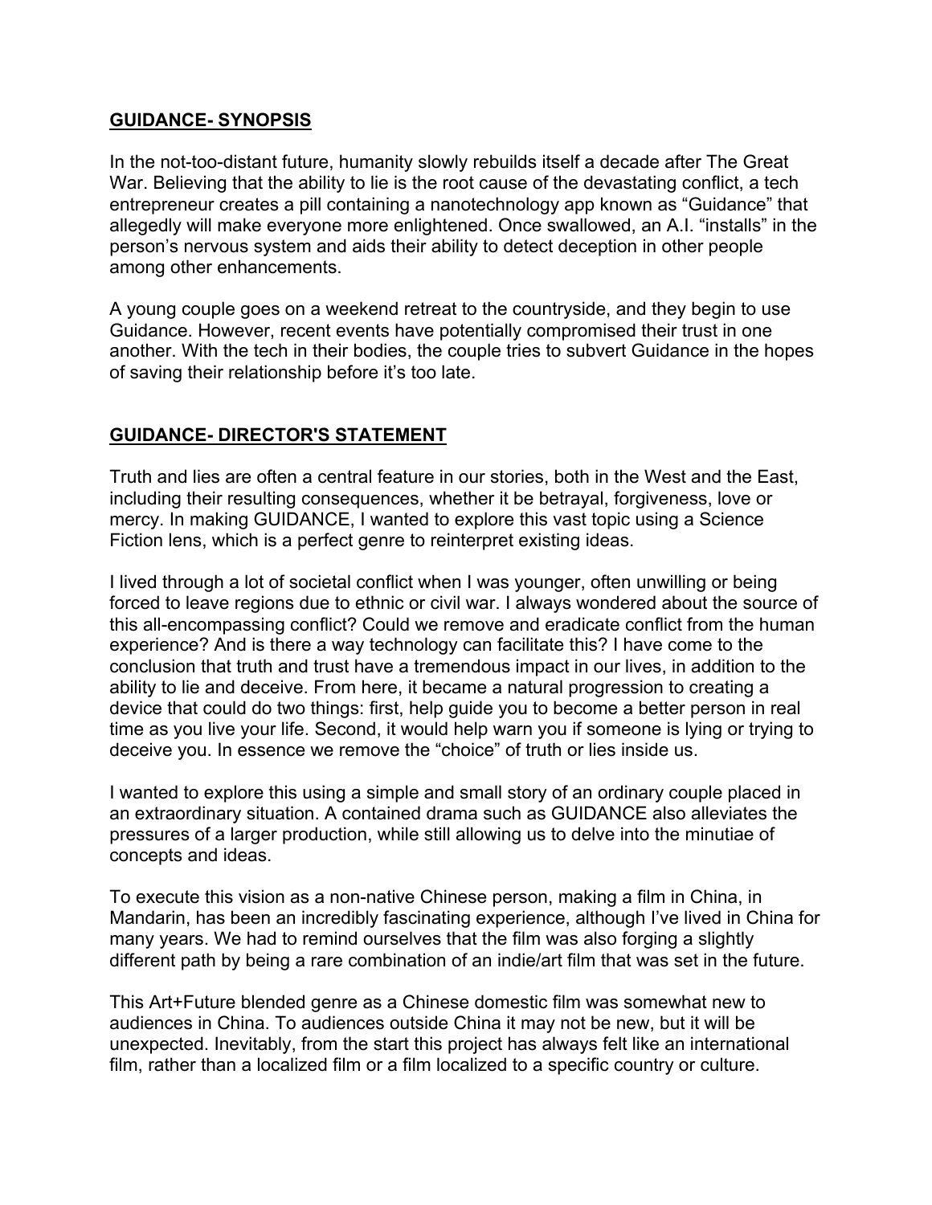## GUIDANCE- SYNOPSIS

In the not-too-distant future, humanity slowly rebuilds itself a decade after The Great War. Believing that the ability to lie is the root cause of the devastating conflict, a tech entrepreneur creates a pill containing a nanotechnology app known as "Guidance" that allegedly will make everyone more enlightened. Once swallowed, an A.I. "installs" in the person's nervous system and aids their ability to detect deception in other people among other enhancements.

A young couple goes on a weekend retreat to the countryside, and they begin to use Guidance. However, recent events have potentially compromised their trust in one another. With the tech in their bodies, the couple tries to subvert Guidance in the hopes of saving their relationship before it's too late.

## GUIDANCE- DIRECTOR'S STATEMENT

Truth and lies are often a central feature in our stories, both in the West and the East, including their resulting consequences, whether it be betrayal, forgiveness, love or mercy. In making GUIDANCE, I wanted to explore this vast topic using a Science Fiction lens, which is a perfect genre to reinterpret existing ideas.

I lived through a lot of societal conflict when I was younger, often unwilling or being forced to leave regions due to ethnic or civil war. I always wondered about the source of this all-encompassing conflict? Could we remove and eradicate conflict from the human experience? And is there a way technology can facilitate this? I have come to the conclusion that truth and trust have a tremendous impact in our lives, in addition to the ability to lie and deceive. From here, it became a natural progression to creating a device that could do two things: first, help guide you to become a better person in real time as you live your life. Second, it would help warn you if someone is lying or trying to deceive you. In essence we remove the "choice" of truth or lies inside us.

I wanted to explore this using a simple and small story of an ordinary couple placed in an extraordinary situation. A contained drama such as GUIDANCE also alleviates the pressures of a larger production, while still allowing us to delve into the minutiae of concepts and ideas.

To execute this vision as a non-native Chinese person, making a film in China, in Mandarin, has been an incredibly fascinating experience, although I've lived in China for many years. We had to remind ourselves that the film was also forging a slightly different path by being a rare combination of an indie/art film that was set in the future.

This Art+Future blended genre as a Chinese domestic film was somewhat new to audiences in China. To audiences outside China it may not be new, but it will be unexpected. Inevitably, from the start this project has always felt like an international film, rather than a localized film or a film localized to a specific country or culture.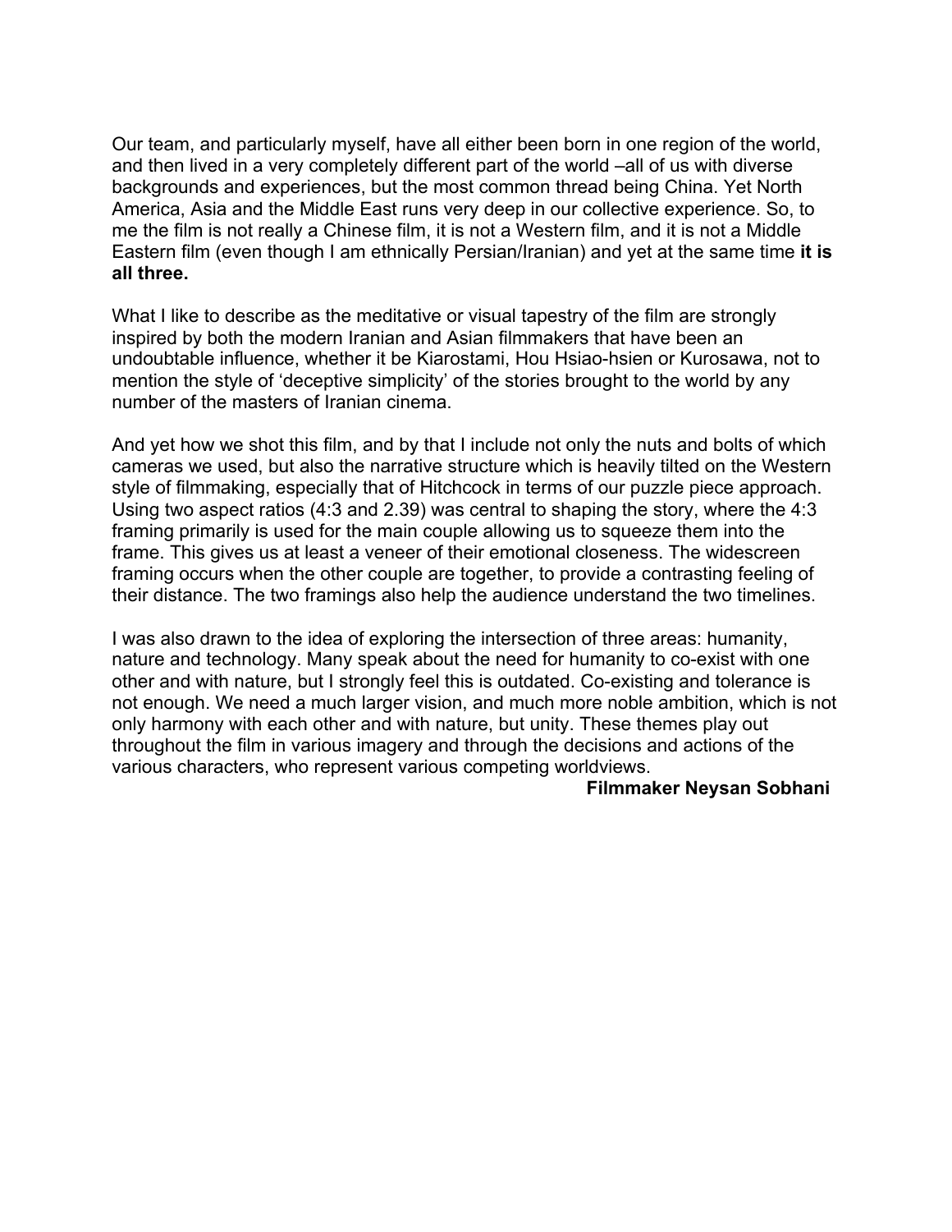Our team, and particularly myself, have all either been born in one region of the world, and then lived in a very completely different part of the world –all of us with diverse backgrounds and experiences, but the most common thread being China. Yet North America, Asia and the Middle East runs very deep in our collective experience. So, to me the film is not really a Chinese film, it is not a Western film, and it is not a Middle Eastern film (even though I am ethnically Persian/Iranian) and yet at the same time **it is all three.**

What I like to describe as the meditative or visual tapestry of the film are strongly inspired by both the modern Iranian and Asian filmmakers that have been an undoubtable influence, whether it be Kiarostami, Hou Hsiao-hsien or Kurosawa, not to mention the style of 'deceptive simplicity' of the stories brought to the world by any number of the masters of Iranian cinema.

And yet how we shot this film, and by that I include not only the nuts and bolts of which cameras we used, but also the narrative structure which is heavily tilted on the Western style of filmmaking, especially that of Hitchcock in terms of our puzzle piece approach. Using two aspect ratios (4:3 and 2.39) was central to shaping the story, where the 4:3 framing primarily is used for the main couple allowing us to squeeze them into the frame. This gives us at least a veneer of their emotional closeness. The widescreen framing occurs when the other couple are together, to provide a contrasting feeling of their distance. The two framings also help the audience understand the two timelines.

I was also drawn to the idea of exploring the intersection of three areas: humanity, nature and technology. Many speak about the need for humanity to co-exist with one other and with nature, but I strongly feel this is outdated. Co-existing and tolerance is not enough. We need a much larger vision, and much more noble ambition, which is not only harmony with each other and with nature, but unity. These themes play out throughout the film in various imagery and through the decisions and actions of the various characters, who represent various competing worldviews.

**Filmmaker Neysan Sobhani**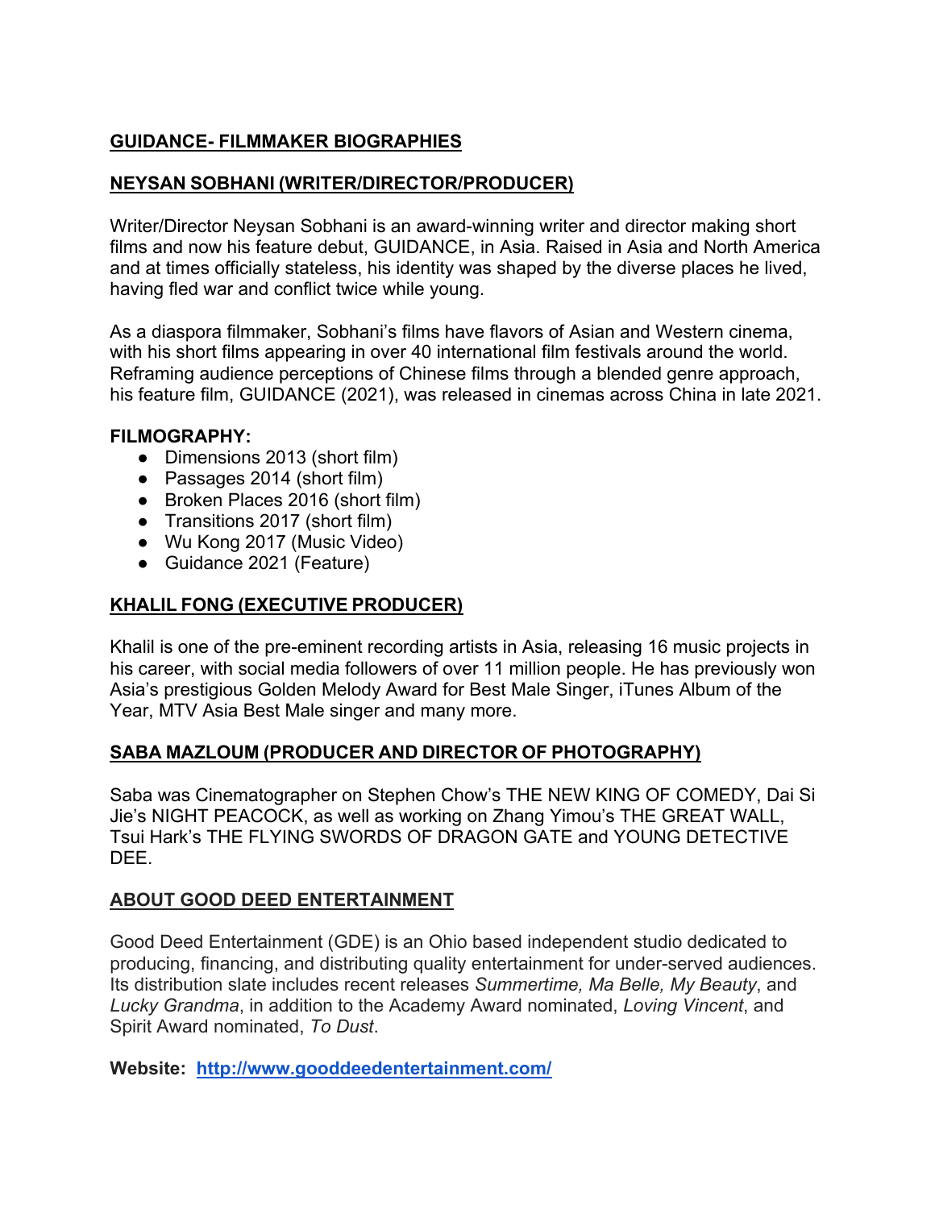## GUIDANCE- FILMMAKER BIOGRAPHIES

## NEYSAN SOBHANI (WRITER/DIRECTOR/PRODUCER)

Writer/Director Neysan Sobhani is an award-winning writer and director making short films and now his feature debut, GUIDANCE, in Asia. Raised in Asia and North America and at times officially stateless, his identity was shaped by the diverse places he lived, having fled war and conflict twice while young.

As a diaspora filmmaker, Sobhani's films have flavors of Asian and Western cinema, with his short films appearing in over 40 international film festivals around the world. Reframing audience perceptions of Chinese films through a blended genre approach, his feature film, GUIDANCE (2021), was released in cinemas across China in late 2021.

**FILMOGRAPHY:**

- Dimensions 2013 (short film)
- Passages 2014 (short film)
- Broken Places 2016 (short film)
- Transitions 2017 (short film)
- Wu Kong 2017 (Music Video)
- Guidance 2021 (Feature)

## KHALIL FONG (EXECUTIVE PRODUCER)

Khalil is one of the pre-eminent recording artists in Asia, releasing 16 music projects in his career, with social media followers of over 11 million people. He has previously won Asia's prestigious Golden Melody Award for Best Male Singer, iTunes Album of the Year, MTV Asia Best Male singer and many more.

## SABA MAZLOUM (PRODUCER AND DIRECTOR OF PHOTOGRAPHY)

Saba was Cinematographer on Stephen Chow's THE NEW KING OF COMEDY, Dai Si Jie's NIGHT PEACOCK, as well as working on Zhang Yimou's THE GREAT WALL, Tsui Hark's THE FLYING SWORDS OF DRAGON GATE and YOUNG DETECTIVE DEE.

## ABOUT GOOD DEED ENTERTAINMENT

Good Deed Entertainment (GDE) is an Ohio based independent studio dedicated to producing, financing, and distributing quality entertainment for under-served audiences. Its distribution slate includes recent releases *Summertime, Ma Belle, My Beauty*, and *Lucky Grandma*, in addition to the Academy Award nominated, *Loving Vincent*, and Spirit Award nominated, *To Dust*.

**Website:** [http://www.gooddeedentertainment.com/](http://www.gooddeedentertainment.com/)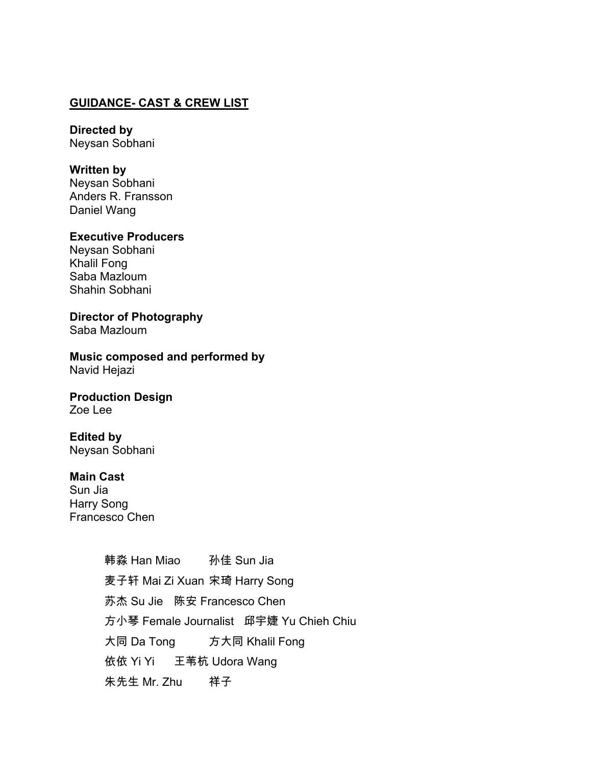## GUIDANCE- CAST & CREW LIST

**Directed by**
Neysan Sobhani

**Written by**
Neysan Sobhani
Anders R. Fransson
Daniel Wang

**Executive Producers**
Neysan Sobhani
Khalil Fong
Saba Mazloum
Shahin Sobhani

**Director of Photography**
Saba Mazloum

**Music composed and performed by**
Navid Hejazi

**Production Design**
Zoe Lee

**Edited by**
Neysan Sobhani

**Main Cast**
Sun Jia
Harry Song
Francesco Chen

| | |
|---|---|
| 韩淼 Han Miao | 孙佳 Sun Jia |
| 麦子轩 Mai Zi Xuan | 宋琦 Harry Song |
| 苏杰 Su Jie | 陈安 Francesco Chen |
| 方小琴 Female Journalist | 邱宇婕 Yu Chieh Chiu |
| 大同 Da Tong | 方大同 Khalil Fong |
| 依依 Yi Yi | 王苇杭 Udora Wang |
| 朱先生 Mr. Zhu | 祥子 |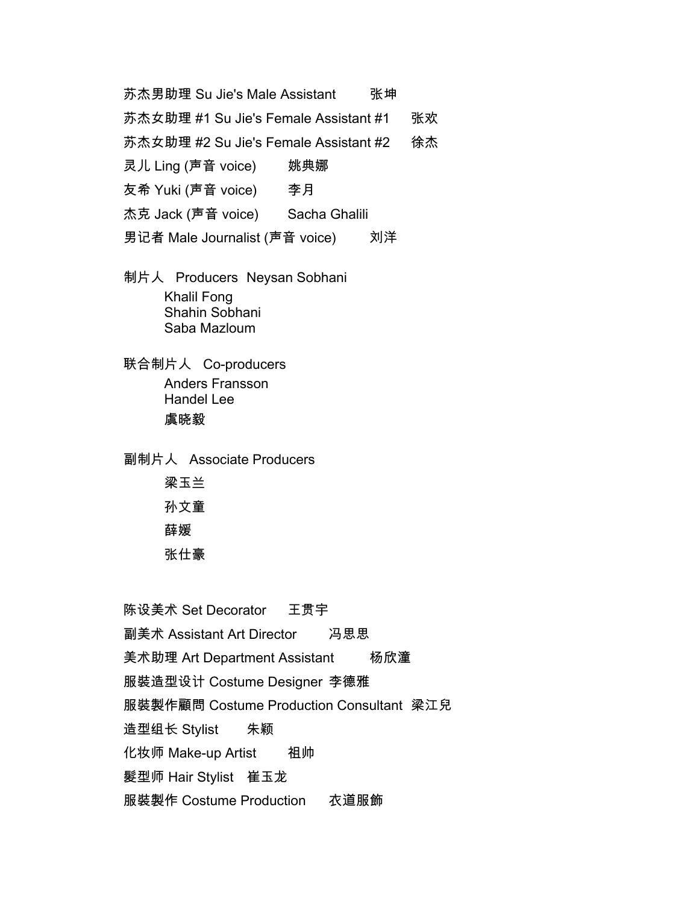苏杰男助理 Su Jie's Male Assistant　　张坤

苏杰女助理 #1 Su Jie's Female Assistant #1　　张欢

苏杰女助理 #2 Su Jie's Female Assistant #2　　徐杰

灵儿 Ling (声音 voice)　　姚典娜

友希 Yuki (声音 voice)　　李月

杰克 Jack (声音 voice)　　Sacha Ghalili

男记者 Male Journalist (声音 voice)　　刘洋

制片人　Producers　Neysan Sobhani
　　Khalil Fong
　　Shahin Sobhani
　　Saba Mazloum

联合制片人　Co-producers
　　Anders Fransson
　　Handel Lee
　　虞晓毅

副制片人　Associate Producers
　　梁玉兰
　　孙文童
　　薛媛
　　张仕豪

陈设美术 Set Decorator　　王贯宇

副美术 Assistant Art Director　　冯思思

美术助理 Art Department Assistant　　杨欣潼

服装造型设计 Costume Designer　李德雅

服裝製作顧問 Costume Production Consultant　梁江兒

造型组长 Stylist　　朱颖

化妆师 Make-up Artist　　祖帅

髮型师 Hair Stylist　崔玉龙

服裝製作 Costume Production　　衣道服飾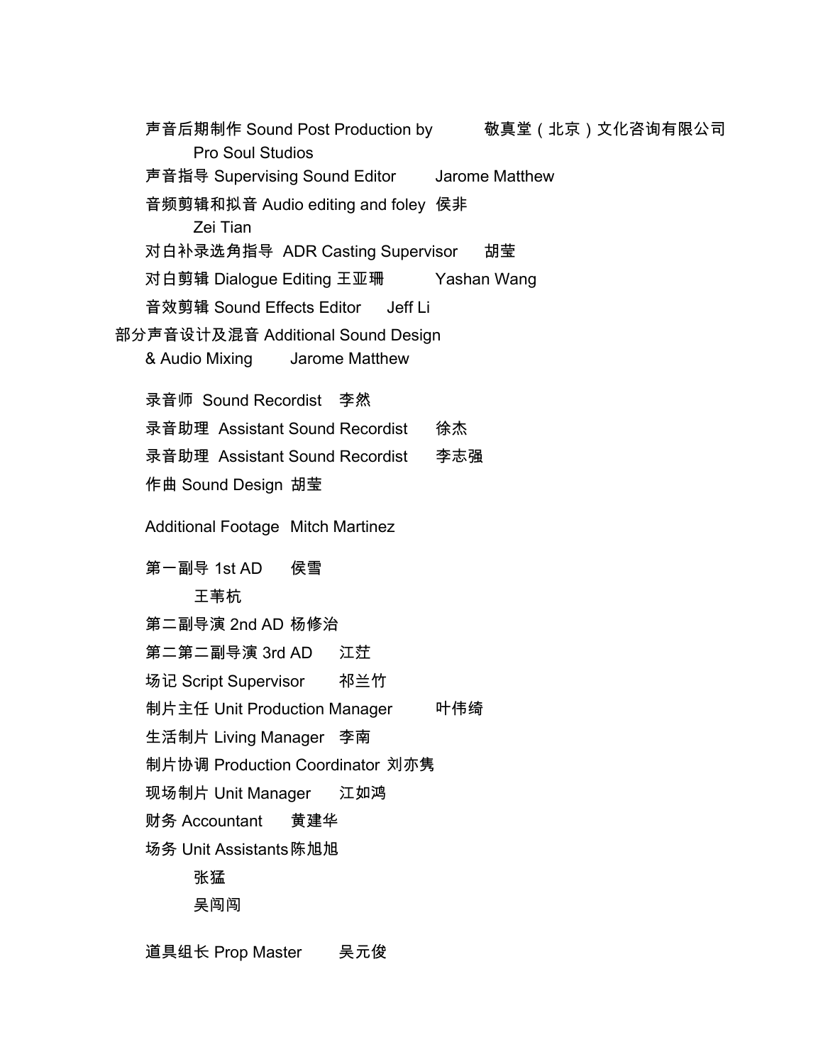声音后期制作 Sound Post Production by　　敬真堂（北京）文化咨询有限公司
Pro Soul Studios

声音指导 Supervising Sound Editor　　Jarome Matthew

音频剪辑和拟音 Audio editing and foley　侯非
Zei Tian

对白补录选角指导 ADR Casting Supervisor　　胡莹

对白剪辑 Dialogue Editing 王亚珊　　Yashan Wang

音效剪辑 Sound Effects Editor　　Jeff Li

部分声音设计及混音 Additional Sound Design & Audio Mixing　　Jarome Matthew

录音师 Sound Recordist　李然

录音助理 Assistant Sound Recordist　　徐杰

录音助理 Assistant Sound Recordist　　李志强

作曲 Sound Design 胡莹

Additional Footage　Mitch Martinez

第一副导 1st AD　　侯雪
王苇杭

第二副导演 2nd AD 杨修治

第二第二副导演 3rd AD　　江茳

场记 Script Supervisor　　祁兰竹

制片主任 Unit Production Manager　　叶伟绮

生活制片 Living Manager　李南

制片协调 Production Coordinator 刘亦隽

现场制片 Unit Manager　　江如鸿

财务 Accountant　　黄建华

场务 Unit Assistants 陈旭旭
张猛
吴闯闯

道具组长 Prop Master　　吴元俊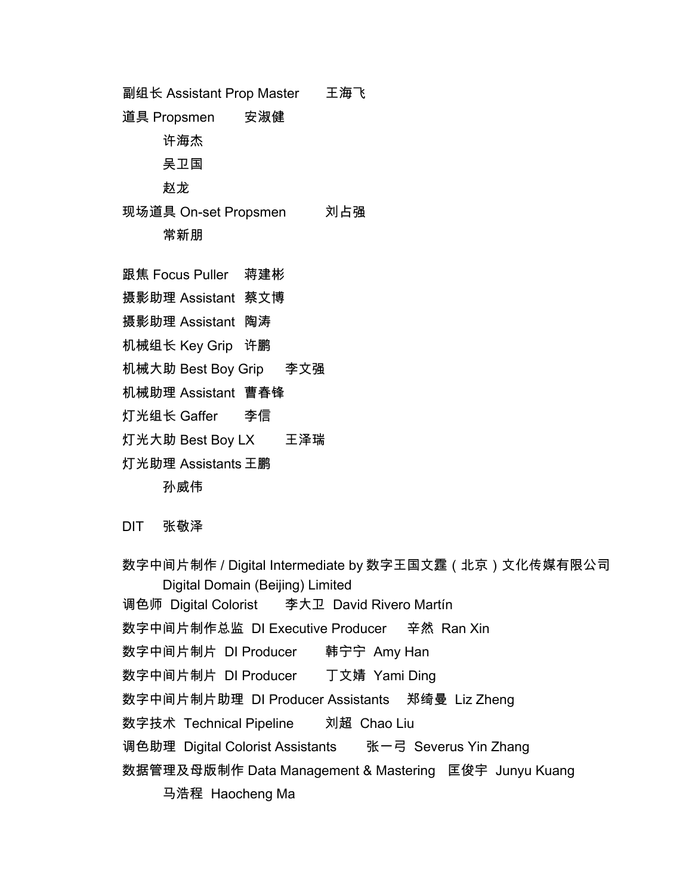副组长 Assistant Prop Master　王海飞

道具 Propsmen　安淑健

　　许海杰

　　吴卫国

　　赵龙

现场道具 On-set Propsmen　刘占强

　　常新朋

跟焦 Focus Puller　蒋建彬

摄影助理 Assistant　蔡文博

摄影助理 Assistant　陶涛

机械组长 Key Grip　许鹏

机械大助 Best Boy Grip　李文强

机械助理 Assistant　曹春锋

灯光组长 Gaffer　李信

灯光大助 Best Boy LX　王泽瑞

灯光助理 Assistants 王鹏

　　孙威伟

DIT　张敬泽

数字中间片制作 / Digital Intermediate by 数字王国文霆（北京）文化传媒有限公司

　　Digital Domain (Beijing) Limited

调色师 Digital Colorist　李大卫 David Rivero Martín

数字中间片制作总监 DI Executive Producer　辛然 Ran Xin

数字中间片制片 DI Producer　韩宁宁 Amy Han

数字中间片制片 DI Producer　丁文婧 Yami Ding

数字中间片制片助理 DI Producer Assistants　郑绮曼 Liz Zheng

数字技术 Technical Pipeline　刘超 Chao Liu

调色助理 Digital Colorist Assistants　张一弓 Severus Yin Zhang

数据管理及母版制作 Data Management & Mastering　匡俊宇 Junyu Kuang

　　马浩程 Haocheng Ma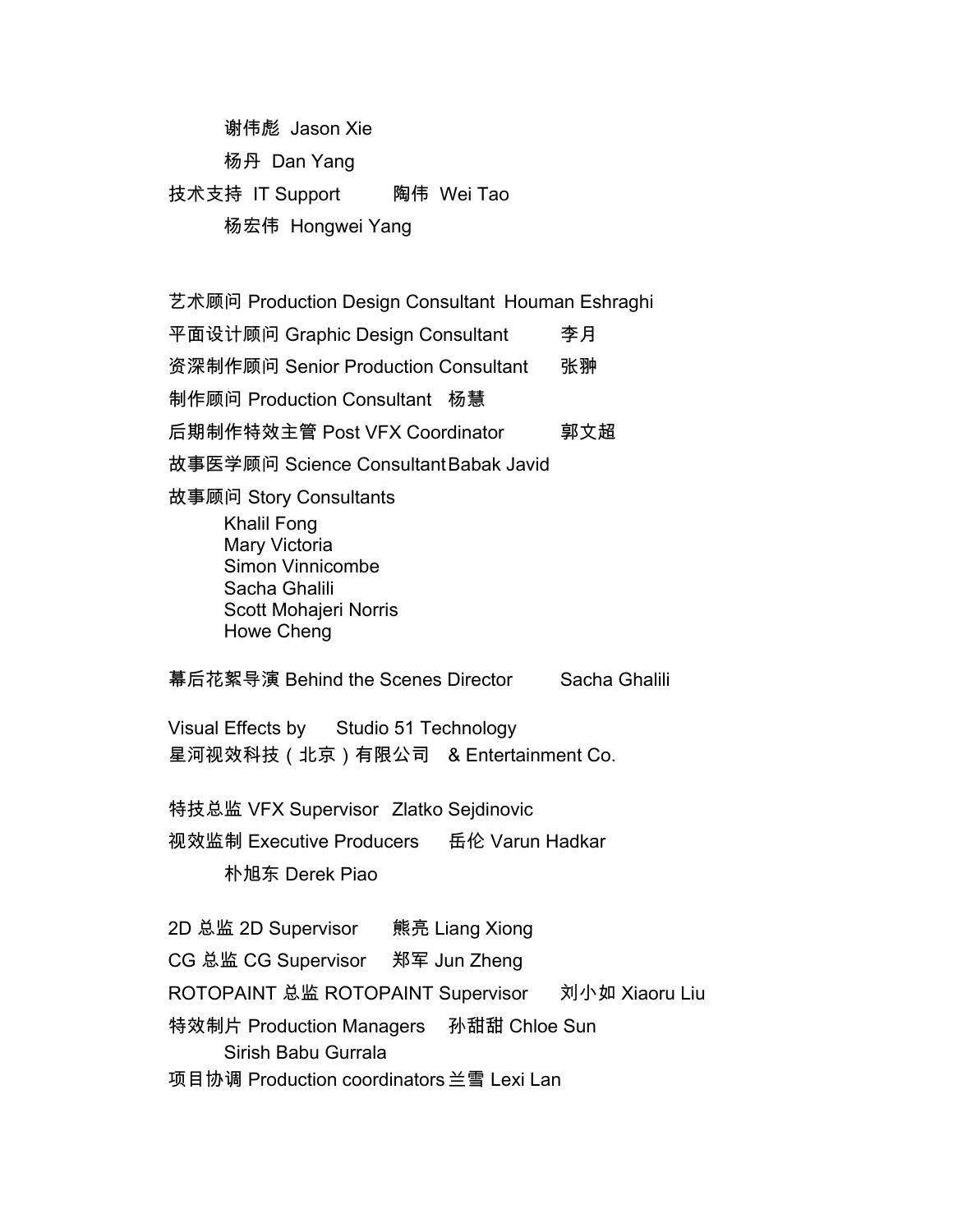谢伟彪 Jason Xie

杨丹 Dan Yang

技术支持 IT Support 陶伟 Wei Tao

杨宏伟 Hongwei Yang

艺术顾问 Production Design Consultant Houman Eshraghi

平面设计顾问 Graphic Design Consultant 李月

资深制作顾问 Senior Production Consultant 张翀

制作顾问 Production Consultant 杨慧

后期制作特效主管 Post VFX Coordinator 郭文超

故事医学顾问 Science Consultant Babak Javid

故事顾问 Story Consultants

Khalil Fong
Mary Victoria
Simon Vinnicombe
Sacha Ghalili
Scott Mohajeri Norris
Howe Cheng

幕后花絮导演 Behind the Scenes Director Sacha Ghalili

Visual Effects by Studio 51 Technology
星河视效科技（北京）有限公司 & Entertainment Co.

特技总监 VFX Supervisor Zlatko Sejdinovic

视效监制 Executive Producers 岳伦 Varun Hadkar

朴旭东 Derek Piao

2D 总监 2D Supervisor 熊亮 Liang Xiong

CG 总监 CG Supervisor 郑军 Jun Zheng

ROTOPAINT 总监 ROTOPAINT Supervisor 刘小如 Xiaoru Liu

特效制片 Production Managers 孙甜甜 Chloe Sun

Sirish Babu Gurrala

项目协调 Production coordinators 兰雪 Lexi Lan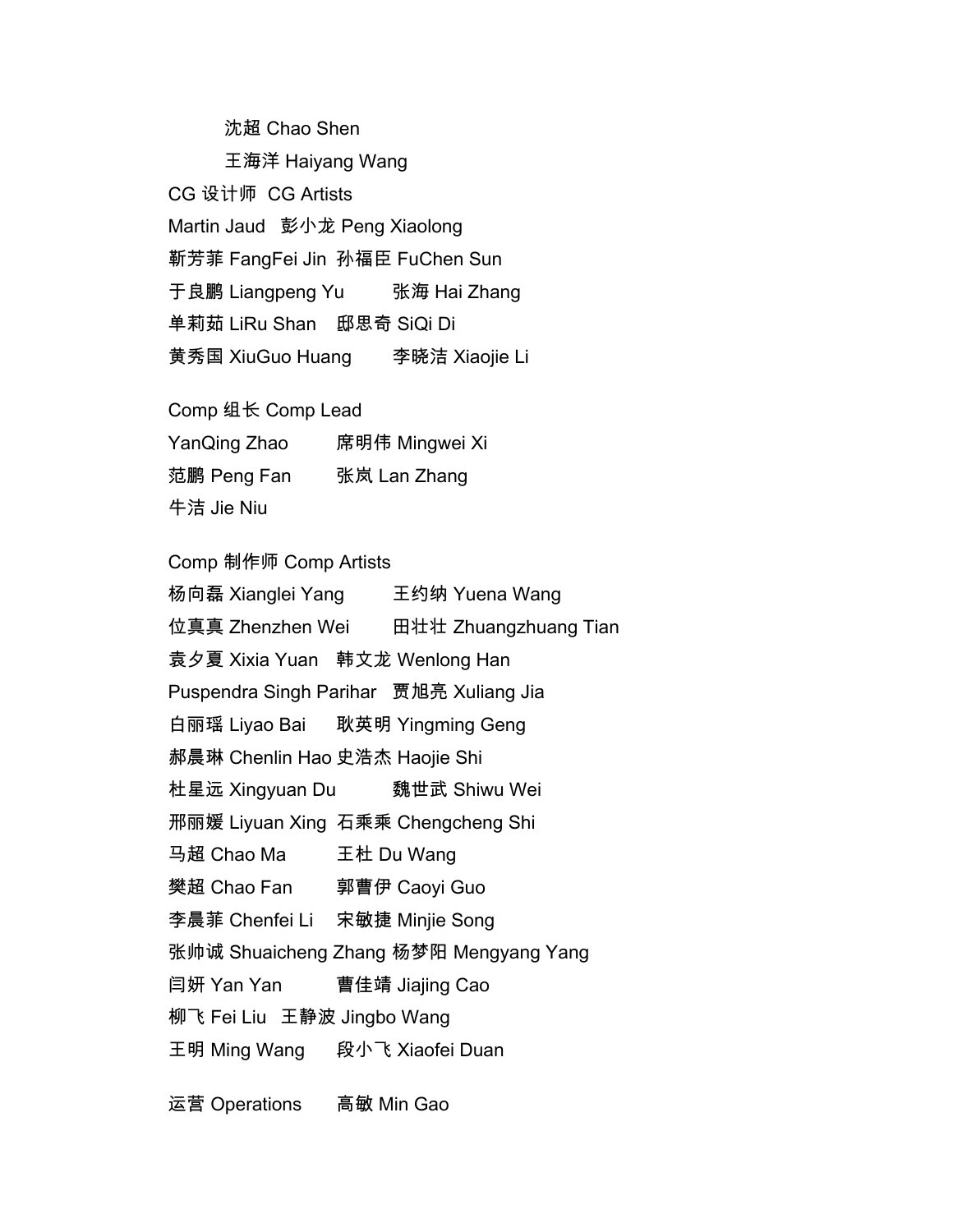沈超 Chao Shen

王海洋 Haiyang Wang

CG 设计师 CG Artists

Martin Jaud　彭小龙 Peng Xiaolong

靳芳菲 FangFei Jin　孙福臣 FuChen Sun

于良鹏 Liangpeng Yu　张海 Hai Zhang

单莉茹 LiRu Shan　邸思奇 SiQi Di

黄秀国 XiuGuo Huang　李晓洁 Xiaojie Li

Comp 组长 Comp Lead

YanQing Zhao　席明伟 Mingwei Xi

范鹏 Peng Fan　张岚 Lan Zhang

牛洁 Jie Niu

Comp 制作师 Comp Artists

杨向磊 Xianglei Yang　王约纳 Yuena Wang

位真真 Zhenzhen Wei　田壮壮 Zhuangzhuang Tian

袁夕夏 Xixia Yuan　韩文龙 Wenlong Han

Puspendra Singh Parihar　贾旭亮 Xuliang Jia

白丽瑶 Liyao Bai　耿英明 Yingming Geng

郝晨琳 Chenlin Hao 史浩杰 Haojie Shi

杜星远 Xingyuan Du　魏世武 Shiwu Wei

邢丽媛 Liyuan Xing　石乘乘 Chengcheng Shi

马超 Chao Ma　王杜 Du Wang

樊超 Chao Fan　郭曹伊 Caoyi Guo

李晨菲 Chenfei Li　宋敏捷 Minjie Song

张帅诚 Shuaicheng Zhang 杨梦阳 Mengyang Yang

闫妍 Yan Yan　曹佳靖 Jiajing Cao

柳飞 Fei Liu　王静波 Jingbo Wang

王明 Ming Wang　段小飞 Xiaofei Duan

运营 Operations　高敏 Min Gao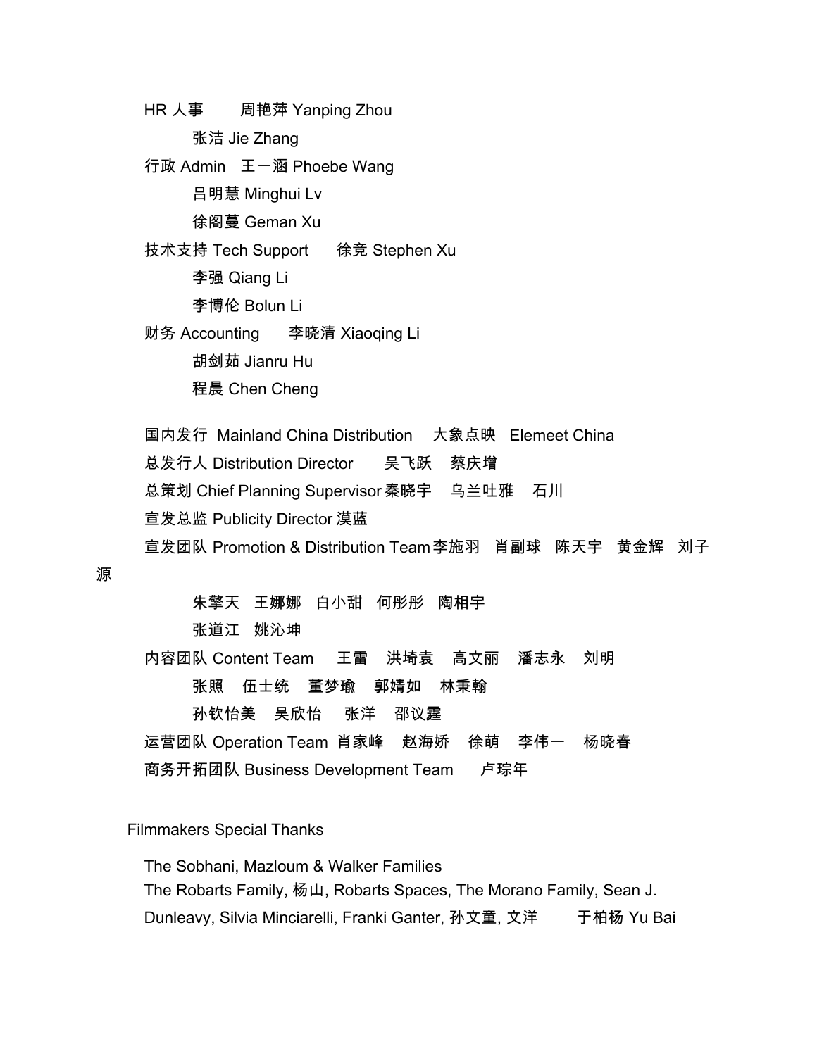HR 人事　周艳萍 Yanping Zhou
张洁 Jie Zhang
行政 Admin　王一涵 Phoebe Wang
吕明慧 Minghui Lv
徐阁蔓 Geman Xu
技术支持 Tech Support　徐竞 Stephen Xu
李强 Qiang Li
李博伦 Bolun Li
财务 Accounting　李晓清 Xiaoqing Li
胡剑茹 Jianru Hu
程晨 Chen Cheng

国内发行 Mainland China Distribution　大象点映 Elemeet China
总发行人 Distribution Director　吴飞跃　蔡庆增
总策划 Chief Planning Supervisor 秦晓宇　乌兰吐雅　石川
宣发总监 Publicity Director 漠蓝
宣发团队 Promotion & Distribution Team 李施羽　肖副球　陈天宇　黄金辉　刘子源
朱擎天　王娜娜　白小甜　何彤彤　陶相宇
张道江　姚沁坤
内容团队 Content Team　王雷　洪埼袁　高文丽　潘志永　刘明
张照　伍士统　董梦瑜　郭婧如　林秉翰
孙钦怡美　吴欣怡　张洋　邵议霆
运营团队 Operation Team 肖家峰　赵海娇　徐萌　李伟一　杨晓春
商务开拓团队 Business Development Team　卢琮年

Filmmakers Special Thanks

The Sobhani, Mazloum & Walker Families
The Robarts Family, 杨山, Robarts Spaces, The Morano Family, Sean J. Dunleavy, Silvia Minciarelli, Franki Ganter, 孙文童, 文洋　于柏杨 Yu Bai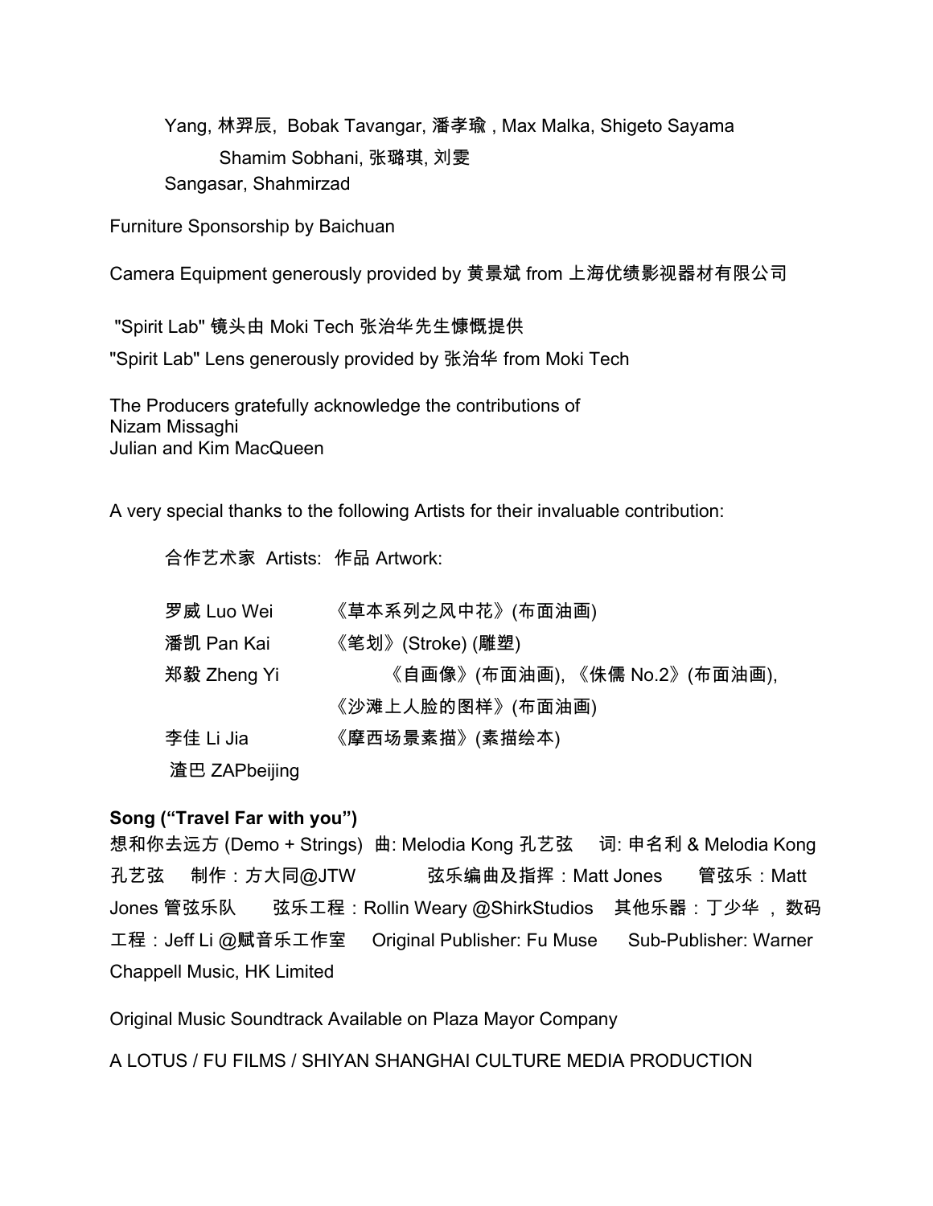Yang, 林羿辰, Bobak Tavangar, 潘孝瑜 , Max Malka, Shigeto Sayama

Shamim Sobhani, 张璐琪, 刘雯

Sangasar, Shahmirzad

Furniture Sponsorship by Baichuan

Camera Equipment generously provided by 黄景斌 from 上海优绩影视器材有限公司

"Spirit Lab" 镜头由 Moki Tech 张治华先生慷慨提供

"Spirit Lab" Lens generously provided by 张治华 from Moki Tech

The Producers gratefully acknowledge the contributions of
Nizam Missaghi
Julian and Kim MacQueen

A very special thanks to the following Artists for their invaluable contribution:

| 合作艺术家 Artists: | 作品 Artwork: |
|---|---|
| 罗威 Luo Wei | 《草本系列之风中花》(布面油画) |
| 潘凯 Pan Kai | 《笔划》(Stroke) (雕塑) |
| 郑毅 Zheng Yi | 《自画像》(布面油画), 《侏儒 No.2》(布面油画), 《沙滩上人脸的图样》(布面油画) |
| 李佳 Li Jia | 《摩西场景素描》(素描绘本) |
| 渣巴 ZAPbeijing | |

**Song ("Travel Far with you")**

想和你去远方 (Demo + Strings) 曲: Melodia Kong 孔艺弦 词: 申名利 & Melodia Kong 孔艺弦 制作：方大同@JTW 弦乐编曲及指挥：Matt Jones 管弦乐：Matt Jones 管弦乐队 弦乐工程：Rollin Weary @ShirkStudios 其他乐器：丁少华 ，数码工程：Jeff Li @赋音乐工作室 Original Publisher: Fu Muse Sub-Publisher: Warner Chappell Music, HK Limited

Original Music Soundtrack Available on Plaza Mayor Company

A LOTUS / FU FILMS / SHIYAN SHANGHAI CULTURE MEDIA PRODUCTION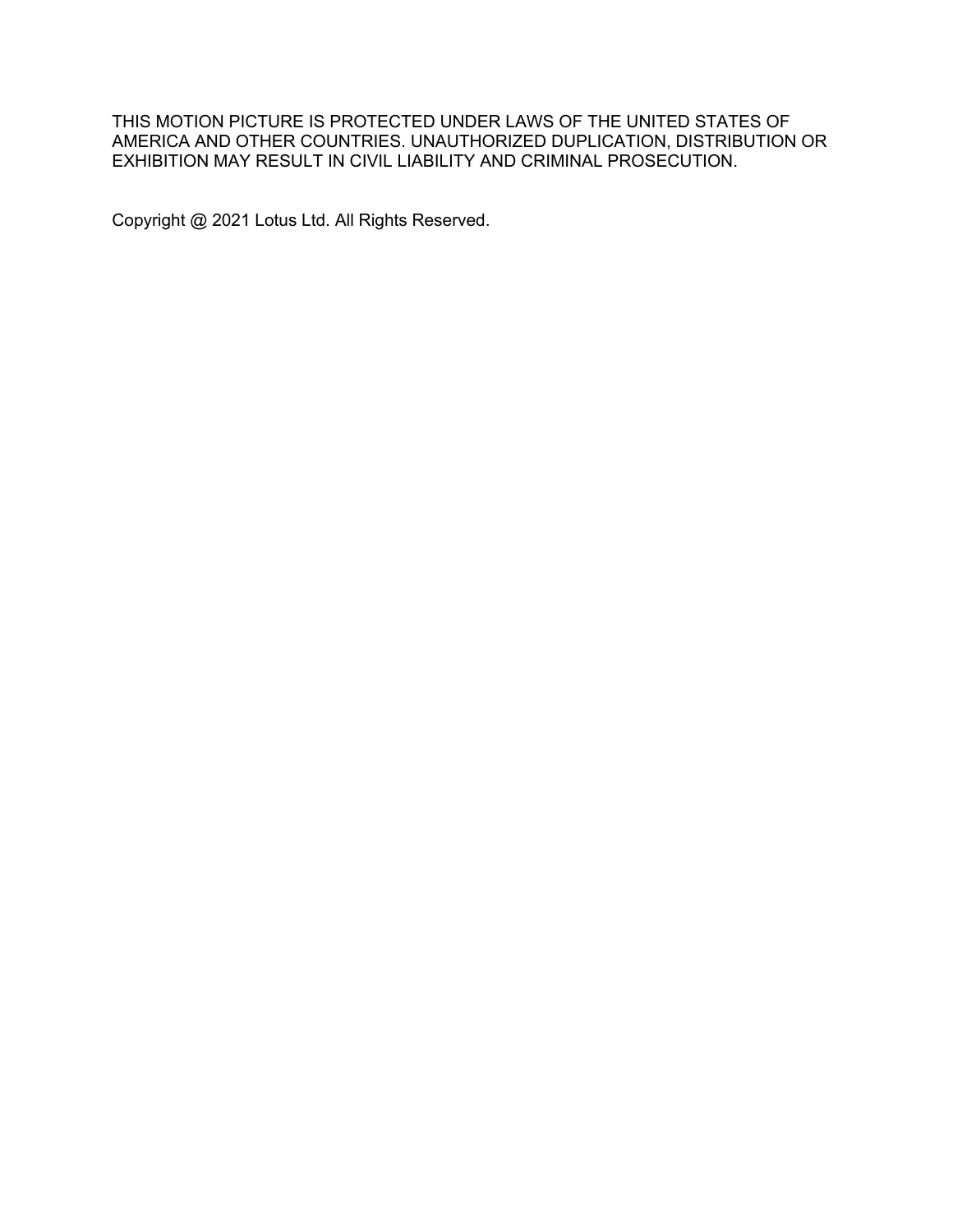THIS MOTION PICTURE IS PROTECTED UNDER LAWS OF THE UNITED STATES OF AMERICA AND OTHER COUNTRIES. UNAUTHORIZED DUPLICATION, DISTRIBUTION OR EXHIBITION MAY RESULT IN CIVIL LIABILITY AND CRIMINAL PROSECUTION.

Copyright @ 2021 Lotus Ltd. All Rights Reserved.